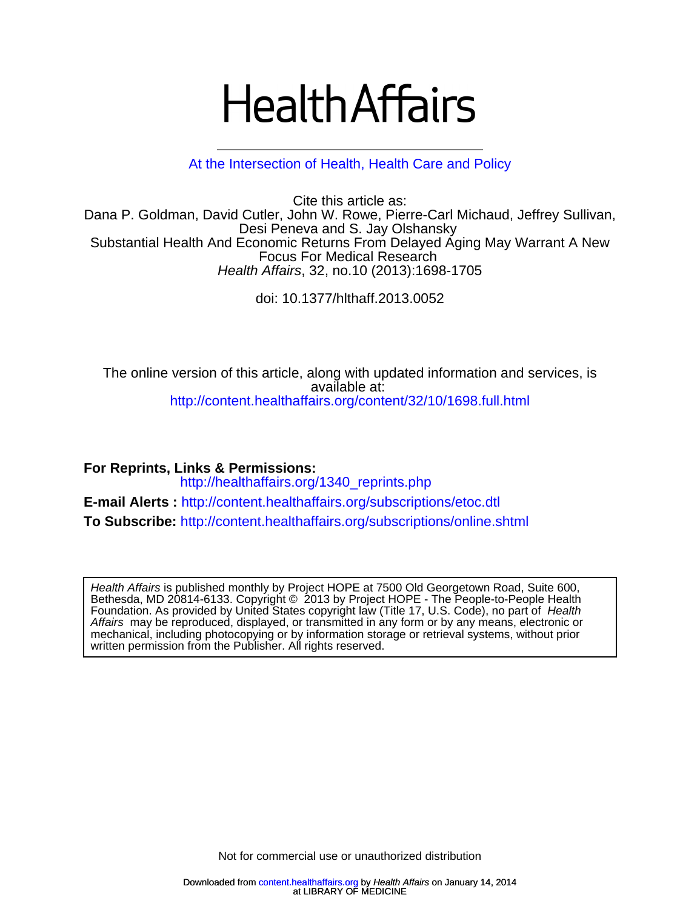# Health Affairs

At the Intersection of Health, Health Care and Policy

Cite this article as:
Dana P. Goldman, David Cutler, John W. Rowe, Pierre-Carl Michaud, Jeffrey Sullivan, Desi Peneva and S. Jay Olshansky
Substantial Health And Economic Returns From Delayed Aging May Warrant A New Focus For Medical Research
*Health Affairs*, 32, no.10 (2013):1698-1705

doi: 10.1377/hlthaff.2013.0052

The online version of this article, along with updated information and services, is available at:
http://content.healthaffairs.org/content/32/10/1698.full.html

**For Reprints, Links & Permissions:**
http://healthaffairs.org/1340_reprints.php

**E-mail Alerts :** http://content.healthaffairs.org/subscriptions/etoc.dtl

**To Subscribe:** http://content.healthaffairs.org/subscriptions/online.shtml

*Health Affairs* is published monthly by Project HOPE at 7500 Old Georgetown Road, Suite 600, Bethesda, MD 20814-6133. Copyright © 2013 by Project HOPE - The People-to-People Health Foundation. As provided by United States copyright law (Title 17, U.S. Code), no part of *Health Affairs* may be reproduced, displayed, or transmitted in any form or by any means, electronic or mechanical, including photocopying or by information storage or retrieval systems, without prior written permission from the Publisher. All rights reserved.

Not for commercial use or unauthorized distribution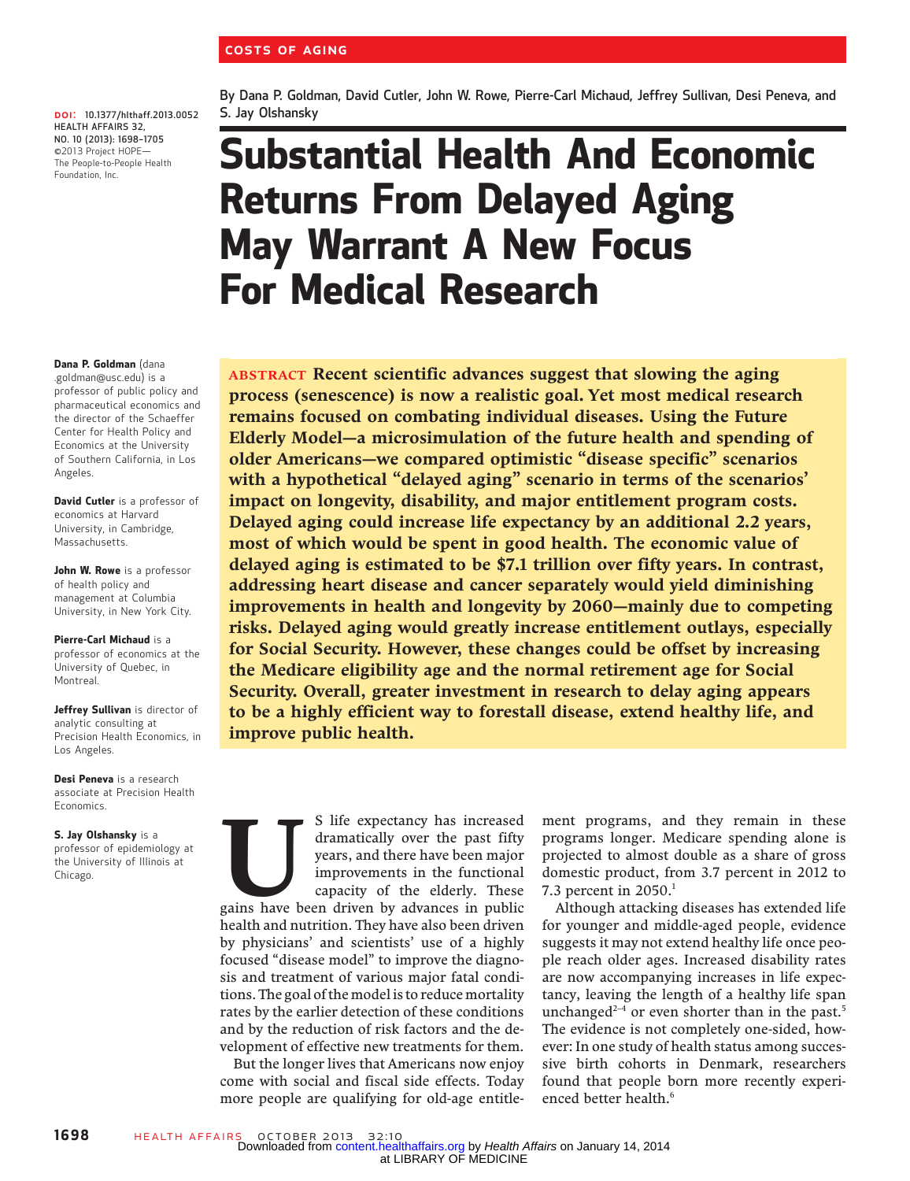COSTS OF AGING

By Dana P. Goldman, David Cutler, John W. Rowe, Pierre-Carl Michaud, Jeffrey Sullivan, Desi Peneva, and S. Jay Olshansky

DOI: 10.1377/hlthaff.2013.0052
HEALTH AFFAIRS 32,
NO. 10 (2013): 1698–1705
©2013 Project HOPE—
The People-to-People Health Foundation, Inc.

# Substantial Health And Economic Returns From Delayed Aging May Warrant A New Focus For Medical Research

**Dana P. Goldman** (dana.goldman@usc.edu) is a professor of public policy and pharmaceutical economics and the director of the Schaeffer Center for Health Policy and Economics at the University of Southern California, in Los Angeles.

**David Cutler** is a professor of economics at Harvard University, in Cambridge, Massachusetts.

**John W. Rowe** is a professor of health policy and management at Columbia University, in New York City.

**Pierre-Carl Michaud** is a professor of economics at the University of Quebec, in Montreal.

**Jeffrey Sullivan** is director of analytic consulting at Precision Health Economics, in Los Angeles.

**Desi Peneva** is a research associate at Precision Health Economics.

**S. Jay Olshansky** is a professor of epidemiology at the University of Illinois at Chicago.

**ABSTRACT Recent scientific advances suggest that slowing the aging process (senescence) is now a realistic goal. Yet most medical research remains focused on combating individual diseases. Using the Future Elderly Model—a microsimulation of the future health and spending of older Americans—we compared optimistic "disease specific" scenarios with a hypothetical "delayed aging" scenario in terms of the scenarios' impact on longevity, disability, and major entitlement program costs. Delayed aging could increase life expectancy by an additional 2.2 years, most of which would be spent in good health. The economic value of delayed aging is estimated to be $7.1 trillion over fifty years. In contrast, addressing heart disease and cancer separately would yield diminishing improvements in health and longevity by 2060—mainly due to competing risks. Delayed aging would greatly increase entitlement outlays, especially for Social Security. However, these changes could be offset by increasing the Medicare eligibility age and the normal retirement age for Social Security. Overall, greater investment in research to delay aging appears to be a highly efficient way to forestall disease, extend healthy life, and improve public health.**

US life expectancy has increased dramatically over the past fifty years, and there have been major improvements in the functional capacity of the elderly. These gains have been driven by advances in public health and nutrition. They have also been driven by physicians' and scientists' use of a highly focused "disease model" to improve the diagnosis and treatment of various major fatal conditions. The goal of the model is to reduce mortality rates by the earlier detection of these conditions and by the reduction of risk factors and the development of effective new treatments for them.

But the longer lives that Americans now enjoy come with social and fiscal side effects. Today more people are qualifying for old-age entitlement programs, and they remain in these programs longer. Medicare spending alone is projected to almost double as a share of gross domestic product, from 3.7 percent in 2012 to 7.3 percent in 2050.[1]

Although attacking diseases has extended life for younger and middle-aged people, evidence suggests it may not extend healthy life once people reach older ages. Increased disability rates are now accompanying increases in life expectancy, leaving the length of a healthy life span unchanged[2–4] or even shorter than in the past.[5] The evidence is not completely one-sided, however: In one study of health status among successive birth cohorts in Denmark, researchers found that people born more recently experienced better health.[6]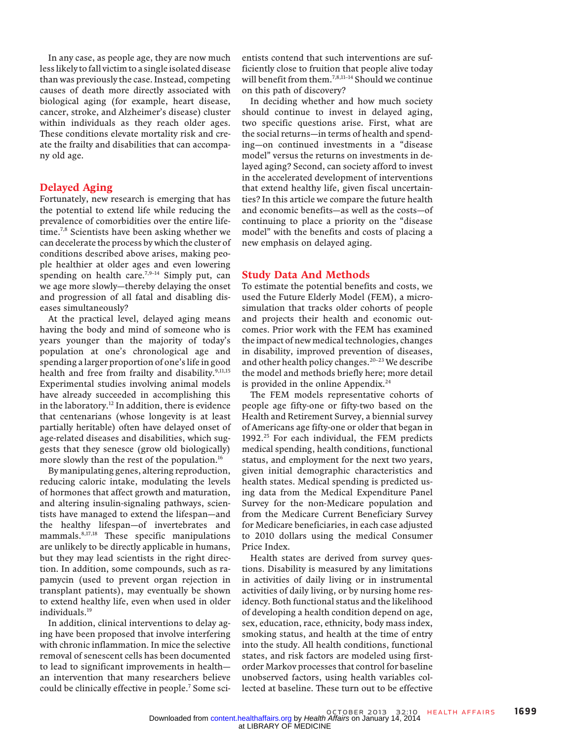In any case, as people age, they are now much less likely to fall victim to a single isolated disease than was previously the case. Instead, competing causes of death more directly associated with biological aging (for example, heart disease, cancer, stroke, and Alzheimer's disease) cluster within individuals as they reach older ages. These conditions elevate mortality risk and create the frailty and disabilities that can accompany old age.

## Delayed Aging

Fortunately, new research is emerging that has the potential to extend life while reducing the prevalence of comorbidities over the entire lifetime.[7,8] Scientists have been asking whether we can decelerate the process by which the cluster of conditions described above arises, making people healthier at older ages and even lowering spending on health care.[7,9–14] Simply put, can we age more slowly—thereby delaying the onset and progression of all fatal and disabling diseases simultaneously?

At the practical level, delayed aging means having the body and mind of someone who is years younger than the majority of today's population at one's chronological age and spending a larger proportion of one's life in good health and free from frailty and disability.[9,11,15] Experimental studies involving animal models have already succeeded in accomplishing this in the laboratory.[12] In addition, there is evidence that centenarians (whose longevity is at least partially heritable) often have delayed onset of age-related diseases and disabilities, which suggests that they senesce (grow old biologically) more slowly than the rest of the population.[16]

By manipulating genes, altering reproduction, reducing caloric intake, modulating the levels of hormones that affect growth and maturation, and altering insulin-signaling pathways, scientists have managed to extend the lifespan—and the healthy lifespan—of invertebrates and mammals.[8,17,18] These specific manipulations are unlikely to be directly applicable in humans, but they may lead scientists in the right direction. In addition, some compounds, such as rapamycin (used to prevent organ rejection in transplant patients), may eventually be shown to extend healthy life, even when used in older individuals.[19]

In addition, clinical interventions to delay aging have been proposed that involve interfering with chronic inflammation. In mice the selective removal of senescent cells has been documented to lead to significant improvements in health—an intervention that many researchers believe could be clinically effective in people.[7] Some scientists contend that such interventions are sufficiently close to fruition that people alive today will benefit from them.[7,8,11–14] Should we continue on this path of discovery?

In deciding whether and how much society should continue to invest in delayed aging, two specific questions arise. First, what are the social returns—in terms of health and spending—on continued investments in a "disease model" versus the returns on investments in delayed aging? Second, can society afford to invest in the accelerated development of interventions that extend healthy life, given fiscal uncertainties? In this article we compare the future health and economic benefits—as well as the costs—of continuing to place a priority on the "disease model" with the benefits and costs of placing a new emphasis on delayed aging.

## Study Data And Methods

To estimate the potential benefits and costs, we used the Future Elderly Model (FEM), a microsimulation that tracks older cohorts of people and projects their health and economic outcomes. Prior work with the FEM has examined the impact of new medical technologies, changes in disability, improved prevention of diseases, and other health policy changes.[20–23] We describe the model and methods briefly here; more detail is provided in the online Appendix.[24]

The FEM models representative cohorts of people age fifty-one or fifty-two based on the Health and Retirement Survey, a biennial survey of Americans age fifty-one or older that began in 1992.[25] For each individual, the FEM predicts medical spending, health conditions, functional status, and employment for the next two years, given initial demographic characteristics and health states. Medical spending is predicted using data from the Medical Expenditure Panel Survey for the non-Medicare population and from the Medicare Current Beneficiary Survey for Medicare beneficiaries, in each case adjusted to 2010 dollars using the medical Consumer Price Index.

Health states are derived from survey questions. Disability is measured by any limitations in activities of daily living or in instrumental activities of daily living, or by nursing home residency. Both functional status and the likelihood of developing a health condition depend on age, sex, education, race, ethnicity, body mass index, smoking status, and health at the time of entry into the study. All health conditions, functional states, and risk factors are modeled using first-order Markov processes that control for baseline unobserved factors, using health variables collected at baseline. These turn out to be effective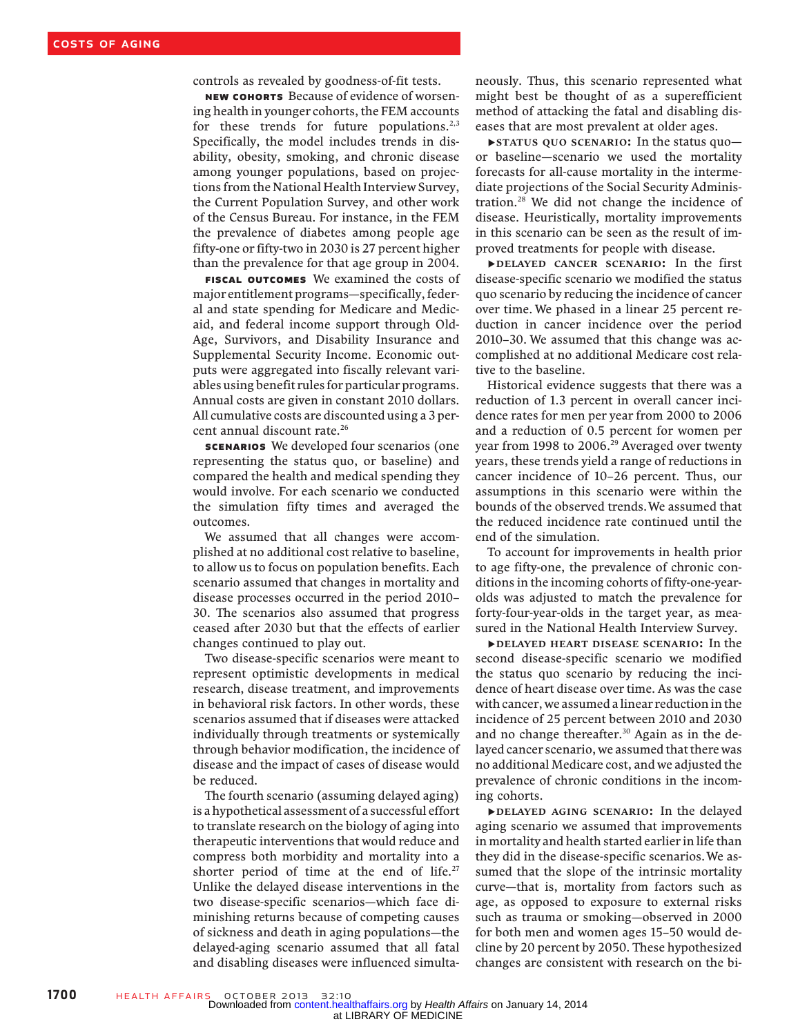controls as revealed by goodness-of-fit tests.

**NEW COHORTS** Because of evidence of worsening health in younger cohorts, the FEM accounts for these trends for future populations.[2,3] Specifically, the model includes trends in disability, obesity, smoking, and chronic disease among younger populations, based on projections from the National Health Interview Survey, the Current Population Survey, and other work of the Census Bureau. For instance, in the FEM the prevalence of diabetes among people age fifty-one or fifty-two in 2030 is 27 percent higher than the prevalence for that age group in 2004.

**FISCAL OUTCOMES** We examined the costs of major entitlement programs—specifically, federal and state spending for Medicare and Medicaid, and federal income support through Old-Age, Survivors, and Disability Insurance and Supplemental Security Income. Economic outputs were aggregated into fiscally relevant variables using benefit rules for particular programs. Annual costs are given in constant 2010 dollars. All cumulative costs are discounted using a 3 percent annual discount rate.[26]

**SCENARIOS** We developed four scenarios (one representing the status quo, or baseline) and compared the health and medical spending they would involve. For each scenario we conducted the simulation fifty times and averaged the outcomes.

We assumed that all changes were accomplished at no additional cost relative to baseline, to allow us to focus on population benefits. Each scenario assumed that changes in mortality and disease processes occurred in the period 2010–30. The scenarios also assumed that progress ceased after 2030 but that the effects of earlier changes continued to play out.

Two disease-specific scenarios were meant to represent optimistic developments in medical research, disease treatment, and improvements in behavioral risk factors. In other words, these scenarios assumed that if diseases were attacked individually through treatments or systemically through behavior modification, the incidence of disease and the impact of cases of disease would be reduced.

The fourth scenario (assuming delayed aging) is a hypothetical assessment of a successful effort to translate research on the biology of aging into therapeutic interventions that would reduce and compress both morbidity and mortality into a shorter period of time at the end of life.[27] Unlike the delayed disease interventions in the two disease-specific scenarios—which face diminishing returns because of competing causes of sickness and death in aging populations—the delayed-aging scenario assumed that all fatal and disabling diseases were influenced simultaneously. Thus, this scenario represented what might best be thought of as a superefficient method of attacking the fatal and disabling diseases that are most prevalent at older ages.

▸**STATUS QUO SCENARIO:** In the status quo—or baseline—scenario we used the mortality forecasts for all-cause mortality in the intermediate projections of the Social Security Administration.[28] We did not change the incidence of disease. Heuristically, mortality improvements in this scenario can be seen as the result of improved treatments for people with disease.

▸**DELAYED CANCER SCENARIO:** In the first disease-specific scenario we modified the status quo scenario by reducing the incidence of cancer over time. We phased in a linear 25 percent reduction in cancer incidence over the period 2010–30. We assumed that this change was accomplished at no additional Medicare cost relative to the baseline.

Historical evidence suggests that there was a reduction of 1.3 percent in overall cancer incidence rates for men per year from 2000 to 2006 and a reduction of 0.5 percent for women per year from 1998 to 2006.[29] Averaged over twenty years, these trends yield a range of reductions in cancer incidence of 10–26 percent. Thus, our assumptions in this scenario were within the bounds of the observed trends. We assumed that the reduced incidence rate continued until the end of the simulation.

To account for improvements in health prior to age fifty-one, the prevalence of chronic conditions in the incoming cohorts of fifty-one-year-olds was adjusted to match the prevalence for forty-four-year-olds in the target year, as measured in the National Health Interview Survey.

▸**DELAYED HEART DISEASE SCENARIO:** In the second disease-specific scenario we modified the status quo scenario by reducing the incidence of heart disease over time. As was the case with cancer, we assumed a linear reduction in the incidence of 25 percent between 2010 and 2030 and no change thereafter.[30] Again as in the delayed cancer scenario, we assumed that there was no additional Medicare cost, and we adjusted the prevalence of chronic conditions in the incoming cohorts.

▸**DELAYED AGING SCENARIO:** In the delayed aging scenario we assumed that improvements in mortality and health started earlier in life than they did in the disease-specific scenarios. We assumed that the slope of the intrinsic mortality curve—that is, mortality from factors such as age, as opposed to exposure to external risks such as trauma or smoking—observed in 2000 for both men and women ages 15–50 would decline by 20 percent by 2050. These hypothesized changes are consistent with research on the bi-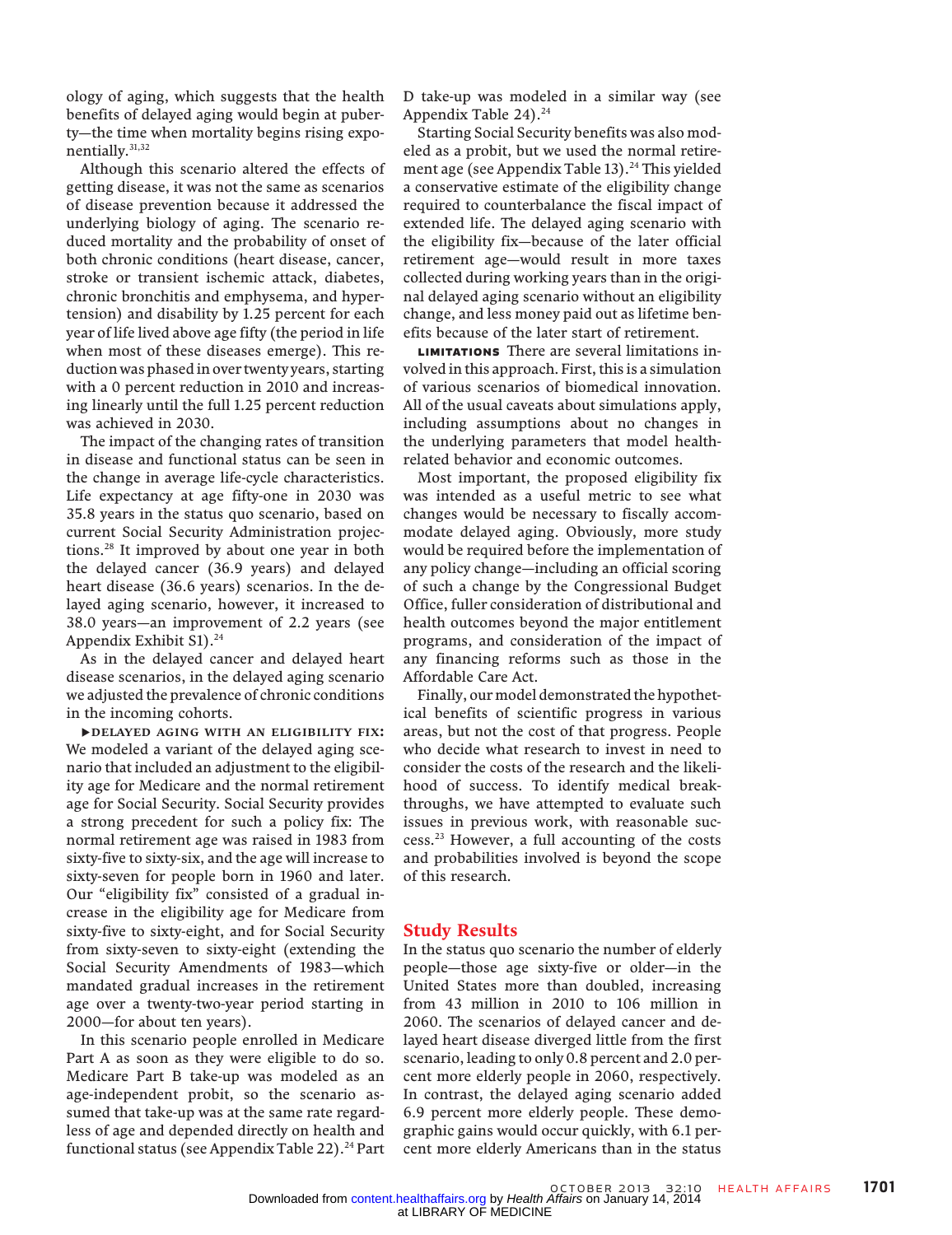ology of aging, which suggests that the health benefits of delayed aging would begin at puberty—the time when mortality begins rising exponentially.[31,32]

Although this scenario altered the effects of getting disease, it was not the same as scenarios of disease prevention because it addressed the underlying biology of aging. The scenario reduced mortality and the probability of onset of both chronic conditions (heart disease, cancer, stroke or transient ischemic attack, diabetes, chronic bronchitis and emphysema, and hypertension) and disability by 1.25 percent for each year of life lived above age fifty (the period in life when most of these diseases emerge). This reduction was phased in over twenty years, starting with a 0 percent reduction in 2010 and increasing linearly until the full 1.25 percent reduction was achieved in 2030.

The impact of the changing rates of transition in disease and functional status can be seen in the change in average life-cycle characteristics. Life expectancy at age fifty-one in 2030 was 35.8 years in the status quo scenario, based on current Social Security Administration projections.[28] It improved by about one year in both the delayed cancer (36.9 years) and delayed heart disease (36.6 years) scenarios. In the delayed aging scenario, however, it increased to 38.0 years—an improvement of 2.2 years (see Appendix Exhibit S1).[24]

As in the delayed cancer and delayed heart disease scenarios, in the delayed aging scenario we adjusted the prevalence of chronic conditions in the incoming cohorts.

▸**DELAYED AGING WITH AN ELIGIBILITY FIX:** We modeled a variant of the delayed aging scenario that included an adjustment to the eligibility age for Medicare and the normal retirement age for Social Security. Social Security provides a strong precedent for such a policy fix: The normal retirement age was raised in 1983 from sixty-five to sixty-six, and the age will increase to sixty-seven for people born in 1960 and later. Our "eligibility fix" consisted of a gradual increase in the eligibility age for Medicare from sixty-five to sixty-eight, and for Social Security from sixty-seven to sixty-eight (extending the Social Security Amendments of 1983—which mandated gradual increases in the retirement age over a twenty-two-year period starting in 2000—for about ten years).

In this scenario people enrolled in Medicare Part A as soon as they were eligible to do so. Medicare Part B take-up was modeled as an age-independent probit, so the scenario assumed that take-up was at the same rate regardless of age and depended directly on health and functional status (see Appendix Table 22).[24] Part D take-up was modeled in a similar way (see Appendix Table 24).[24]

Starting Social Security benefits was also modeled as a probit, but we used the normal retirement age (see Appendix Table 13).[24] This yielded a conservative estimate of the eligibility change required to counterbalance the fiscal impact of extended life. The delayed aging scenario with the eligibility fix—because of the later official retirement age—would result in more taxes collected during working years than in the original delayed aging scenario without an eligibility change, and less money paid out as lifetime benefits because of the later start of retirement.

**LIMITATIONS** There are several limitations involved in this approach. First, this is a simulation of various scenarios of biomedical innovation. All of the usual caveats about simulations apply, including assumptions about no changes in the underlying parameters that model health-related behavior and economic outcomes.

Most important, the proposed eligibility fix was intended as a useful metric to see what changes would be necessary to fiscally accommodate delayed aging. Obviously, more study would be required before the implementation of any policy change—including an official scoring of such a change by the Congressional Budget Office, fuller consideration of distributional and health outcomes beyond the major entitlement programs, and consideration of the impact of any financing reforms such as those in the Affordable Care Act.

Finally, our model demonstrated the hypothetical benefits of scientific progress in various areas, but not the cost of that progress. People who decide what research to invest in need to consider the costs of the research and the likelihood of success. To identify medical breakthroughs, we have attempted to evaluate such issues in previous work, with reasonable success.[23] However, a full accounting of the costs and probabilities involved is beyond the scope of this research.

## Study Results

In the status quo scenario the number of elderly people—those age sixty-five or older—in the United States more than doubled, increasing from 43 million in 2010 to 106 million in 2060. The scenarios of delayed cancer and delayed heart disease diverged little from the first scenario, leading to only 0.8 percent and 2.0 percent more elderly people in 2060, respectively. In contrast, the delayed aging scenario added 6.9 percent more elderly people. These demographic gains would occur quickly, with 6.1 percent more elderly Americans than in the status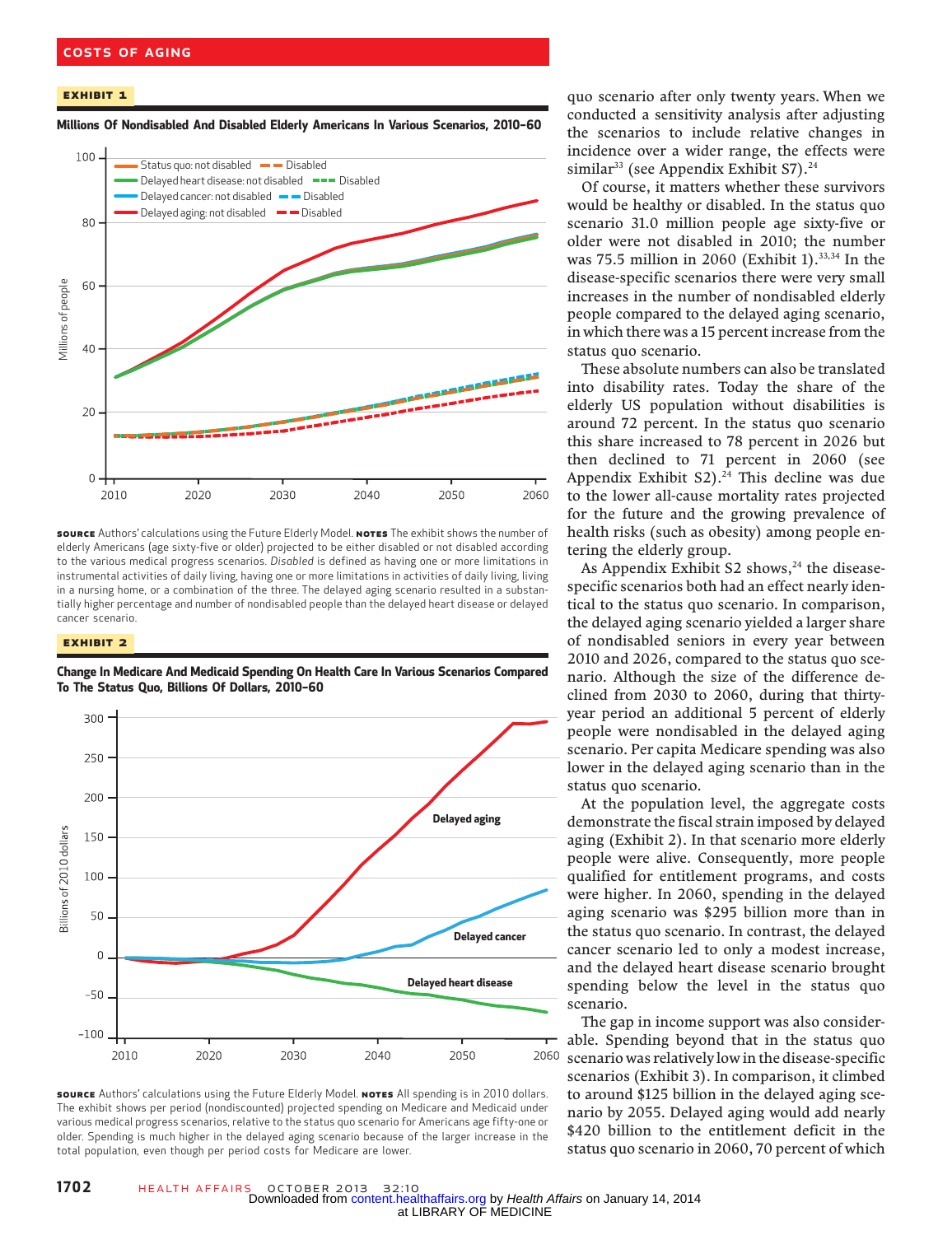**EXHIBIT 1**

**Millions Of Nondisabled And Disabled Elderly Americans In Various Scenarios, 2010–60**

**SOURCE** Authors' calculations using the Future Elderly Model. **NOTES** The exhibit shows the number of elderly Americans (age sixty-five or older) projected to be either disabled or not disabled according to the various medical progress scenarios. *Disabled* is defined as having one or more limitations in instrumental activities of daily living, having one or more limitations in activities of daily living, living in a nursing home, or a combination of the three. The delayed aging scenario resulted in a substantially higher percentage and number of nondisabled people than the delayed heart disease or delayed cancer scenario.

**EXHIBIT 2**

**Change In Medicare And Medicaid Spending On Health Care In Various Scenarios Compared To The Status Quo, Billions Of Dollars, 2010–60**

**SOURCE** Authors' calculations using the Future Elderly Model. **NOTES** All spending is in 2010 dollars. The exhibit shows per period (nondiscounted) projected spending on Medicare and Medicaid under various medical progress scenarios, relative to the status quo scenario for Americans age fifty-one or older. Spending is much higher in the delayed aging scenario because of the larger increase in the total population, even though per period costs for Medicare are lower.

quo scenario after only twenty years. When we conducted a sensitivity analysis after adjusting the scenarios to include relative changes in incidence over a wider range, the effects were similar[33] (see Appendix Exhibit S7).[24]

Of course, it matters whether these survivors would be healthy or disabled. In the status quo scenario 31.0 million people age sixty-five or older were not disabled in 2010; the number was 75.5 million in 2060 (Exhibit 1).[33,34] In the disease-specific scenarios there were very small increases in the number of nondisabled elderly people compared to the delayed aging scenario, in which there was a 15 percent increase from the status quo scenario.

These absolute numbers can also be translated into disability rates. Today the share of the elderly US population without disabilities is around 72 percent. In the status quo scenario this share increased to 78 percent in 2026 but then declined to 71 percent in 2060 (see Appendix Exhibit S2).[24] This decline was due to the lower all-cause mortality rates projected for the future and the growing prevalence of health risks (such as obesity) among people entering the elderly group.

As Appendix Exhibit S2 shows,[24] the disease-specific scenarios both had an effect nearly identical to the status quo scenario. In comparison, the delayed aging scenario yielded a larger share of nondisabled seniors in every year between 2010 and 2026, compared to the status quo scenario. Although the size of the difference declined from 2030 to 2060, during that thirty-year period an additional 5 percent of elderly people were nondisabled in the delayed aging scenario. Per capita Medicare spending was also lower in the delayed aging scenario than in the status quo scenario.

At the population level, the aggregate costs demonstrate the fiscal strain imposed by delayed aging (Exhibit 2). In that scenario more elderly people were alive. Consequently, more people qualified for entitlement programs, and costs were higher. In 2060, spending in the delayed aging scenario was $295 billion more than in the status quo scenario. In contrast, the delayed cancer scenario led to only a modest increase, and the delayed heart disease scenario brought spending below the level in the status quo scenario.

The gap in income support was also considerable. Spending beyond that in the status quo scenario was relatively low in the disease-specific scenarios (Exhibit 3). In comparison, it climbed to around $125 billion in the delayed aging scenario by 2055. Delayed aging would add nearly $420 billion to the entitlement deficit in the status quo scenario in 2060, 70 percent of which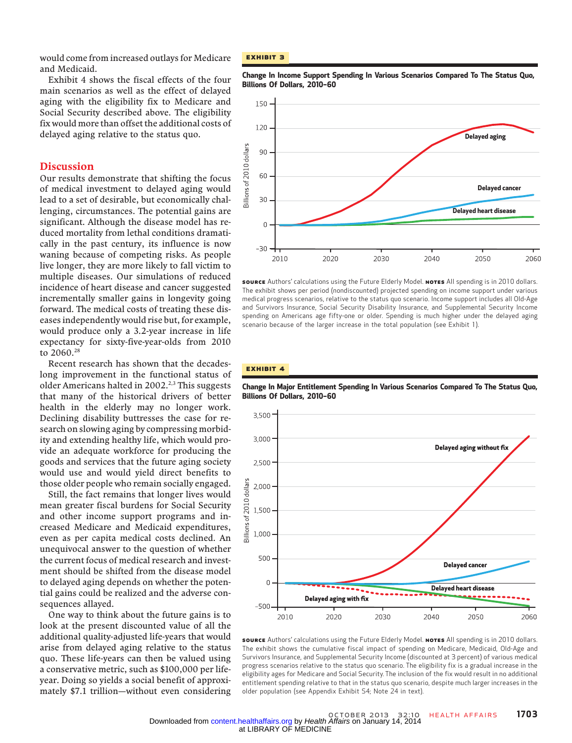would come from increased outlays for Medicare and Medicaid.

Exhibit 4 shows the fiscal effects of the four main scenarios as well as the effect of delayed aging with the eligibility fix to Medicare and Social Security described above. The eligibility fix would more than offset the additional costs of delayed aging relative to the status quo.

## Discussion

Our results demonstrate that shifting the focus of medical investment to delayed aging would lead to a set of desirable, but economically challenging, circumstances. The potential gains are significant. Although the disease model has reduced mortality from lethal conditions dramatically in the past century, its influence is now waning because of competing risks. As people live longer, they are more likely to fall victim to multiple diseases. Our simulations of reduced incidence of heart disease and cancer suggested incrementally smaller gains in longevity going forward. The medical costs of treating these diseases independently would rise but, for example, would produce only a 3.2-year increase in life expectancy for sixty-five-year-olds from 2010 to 2060.[28]

Recent research has shown that the decades-long improvement in the functional status of older Americans halted in 2002.[2,3] This suggests that many of the historical drivers of better health in the elderly may no longer work. Declining disability buttresses the case for research on slowing aging by compressing morbidity and extending healthy life, which would provide an adequate workforce for producing the goods and services that the future aging society would use and would yield direct benefits to those older people who remain socially engaged.

Still, the fact remains that longer lives would mean greater fiscal burdens for Social Security and other income support programs and increased Medicare and Medicaid expenditures, even as per capita medical costs declined. An unequivocal answer to the question of whether the current focus of medical research and investment should be shifted from the disease model to delayed aging depends on whether the potential gains could be realized and the adverse consequences allayed.

One way to think about the future gains is to look at the present discounted value of all the additional quality-adjusted life-years that would arise from delayed aging relative to the status quo. These life-years can then be valued using a conservative metric, such as $100,000 per life-year. Doing so yields a social benefit of approximately $7.1 trillion—without even considering

**EXHIBIT 3**

**Change In Income Support Spending In Various Scenarios Compared To The Status Quo, Billions Of Dollars, 2010–60**

**SOURCE** Authors' calculations using the Future Elderly Model. **NOTES** All spending is in 2010 dollars. The exhibit shows per period (nondiscounted) projected spending on income support under various medical progress scenarios, relative to the status quo scenario. Income support includes all Old-Age and Survivors Insurance, Social Security Disability Insurance, and Supplemental Security Income spending on Americans age fifty-one or older. Spending is much higher under the delayed aging scenario because of the larger increase in the total population (see Exhibit 1).

**EXHIBIT 4**

**Change In Major Entitlement Spending In Various Scenarios Compared To The Status Quo, Billions Of Dollars, 2010–60**

**SOURCE** Authors' calculations using the Future Elderly Model. **NOTES** All spending is in 2010 dollars. The exhibit shows the cumulative fiscal impact of spending on Medicare, Medicaid, Old-Age and Survivors Insurance, and Supplemental Security Income (discounted at 3 percent) of various medical progress scenarios relative to that in the status quo scenario. The eligibility fix is a gradual increase in the eligibility ages for Medicare and Social Security. The inclusion of the fix would result in no additional entitlement spending relative to that in the status quo scenario, despite much larger increases in the older population (see Appendix Exhibit S4; Note 24 in text).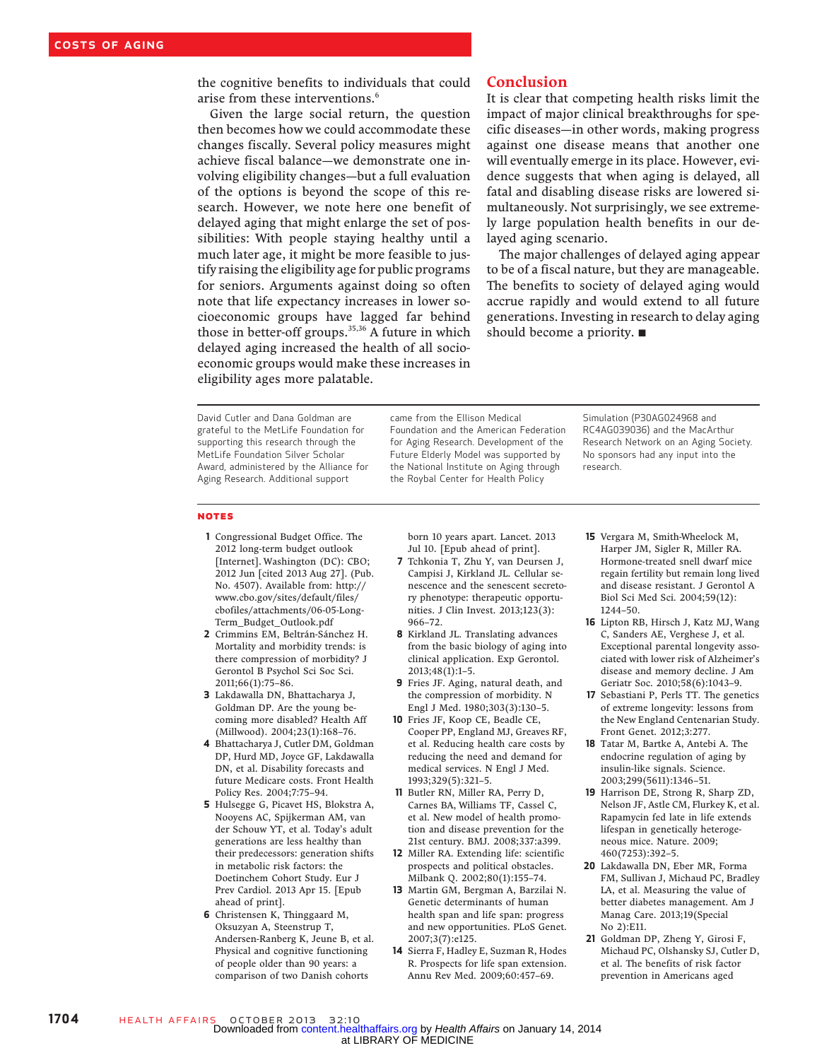the cognitive benefits to individuals that could arise from these interventions.[6]

Given the large social return, the question then becomes how we could accommodate these changes fiscally. Several policy measures might achieve fiscal balance—we demonstrate one involving eligibility changes—but a full evaluation of the options is beyond the scope of this research. However, we note here one benefit of delayed aging that might enlarge the set of possibilities: With people staying healthy until a much later age, it might be more feasible to justify raising the eligibility age for public programs for seniors. Arguments against doing so often note that life expectancy increases in lower socioeconomic groups have lagged far behind those in better-off groups.[35,36] A future in which delayed aging increased the health of all socioeconomic groups would make these increases in eligibility ages more palatable.

## Conclusion

It is clear that competing health risks limit the impact of major clinical breakthroughs for specific diseases—in other words, making progress against one disease means that another one will eventually emerge in its place. However, evidence suggests that when aging is delayed, all fatal and disabling disease risks are lowered simultaneously. Not surprisingly, we see extremely large population health benefits in our delayed aging scenario.

The major challenges of delayed aging appear to be of a fiscal nature, but they are manageable. The benefits to society of delayed aging would accrue rapidly and would extend to all future generations. Investing in research to delay aging should become a priority. ■

David Cutler and Dana Goldman are grateful to the MetLife Foundation for supporting this research through the MetLife Foundation Silver Scholar Award, administered by the Alliance for Aging Research. Additional support came from the Ellison Medical Foundation and the American Federation for Aging Research. Development of the Future Elderly Model was supported by the National Institute on Aging through the Roybal Center for Health Policy Simulation (P30AG024968 and RC4AG039036) and the MacArthur Research Network on an Aging Society. No sponsors had any input into the research.

## NOTES

1. Congressional Budget Office. The 2012 long-term budget outlook [Internet]. Washington (DC): CBO; 2012 Jun [cited 2013 Aug 27]. (Pub. No. 4507). Available from: http://www.cbo.gov/sites/default/files/cbofiles/attachments/06-05-Long-Term_Budget_Outlook.pdf
2. Crimmins EM, Beltrán-Sánchez H. Mortality and morbidity trends: is there compression of morbidity? J Gerontol B Psychol Sci Soc Sci. 2011;66(1):75–86.
3. Lakdawalla DN, Bhattacharya J, Goldman DP. Are the young becoming more disabled? Health Aff (Millwood). 2004;23(1):168–76.
4. Bhattacharya J, Cutler DM, Goldman DP, Hurd MD, Joyce GF, Lakdawalla DN, et al. Disability forecasts and future Medicare costs. Front Health Policy Res. 2004;7:75–94.
5. Hulsegge G, Picavet HS, Blokstra A, Nooyens AC, Spijkerman AM, van der Schouw YT, et al. Today's adult generations are less healthy than their predecessors: generation shifts in metabolic risk factors: the Doetinchem Cohort Study. Eur J Prev Cardiol. 2013 Apr 15. [Epub ahead of print].
6. Christensen K, Thinggaard M, Oksuzyan A, Steenstrup T, Andersen-Ranberg K, Jeune B, et al. Physical and cognitive functioning of people older than 90 years: a comparison of two Danish cohorts born 10 years apart. Lancet. 2013 Jul 10. [Epub ahead of print].
7. Tchkonia T, Zhu Y, van Deursen J, Campisi J, Kirkland JL. Cellular senescence and the senescent secretory phenotype: therapeutic opportunities. J Clin Invest. 2013;123(3):966–72.
8. Kirkland JL. Translating advances from the basic biology of aging into clinical application. Exp Gerontol. 2013;48(1):1–5.
9. Fries JF. Aging, natural death, and the compression of morbidity. N Engl J Med. 1980;303(3):130–5.
10. Fries JF, Koop CE, Beadle CE, Cooper PP, England MJ, Greaves RF, et al. Reducing health care costs by reducing the need and demand for medical services. N Engl J Med. 1993;329(5):321–5.
11. Butler RN, Miller RA, Perry D, Carnes BA, Williams TF, Cassel C, et al. New model of health promotion and disease prevention for the 21st century. BMJ. 2008;337:a399.
12. Miller RA. Extending life: scientific prospects and political obstacles. Milbank Q. 2002;80(1):155–74.
13. Martin GM, Bergman A, Barzilai N. Genetic determinants of human health span and life span: progress and new opportunities. PLoS Genet. 2007;3(7):e125.
14. Sierra F, Hadley E, Suzman R, Hodes R. Prospects for life span extension. Annu Rev Med. 2009;60:457–69.
15. Vergara M, Smith-Wheelock M, Harper JM, Sigler R, Miller RA. Hormone-treated snell dwarf mice regain fertility but remain long lived and disease resistant. J Gerontol A Biol Sci Med Sci. 2004;59(12):1244–50.
16. Lipton RB, Hirsch J, Katz MJ, Wang C, Sanders AE, Verghese J, et al. Exceptional parental longevity associated with lower risk of Alzheimer's disease and memory decline. J Am Geriatr Soc. 2010;58(6):1043–9.
17. Sebastiani P, Perls TT. The genetics of extreme longevity: lessons from the New England Centenarian Study. Front Genet. 2012;3:277.
18. Tatar M, Bartke A, Antebi A. The endocrine regulation of aging by insulin-like signals. Science. 2003;299(5611):1346–51.
19. Harrison DE, Strong R, Sharp ZD, Nelson JF, Astle CM, Flurkey K, et al. Rapamycin fed late in life extends lifespan in genetically heterogeneous mice. Nature. 2009;460(7253):392–5.
20. Lakdawalla DN, Eber MR, Forma FM, Sullivan J, Michaud PC, Bradley LA, et al. Measuring the value of better diabetes management. Am J Manag Care. 2013;19(Special No 2):E11.
21. Goldman DP, Zheng Y, Girosi F, Michaud PC, Olshansky SJ, Cutler D, et al. The benefits of risk factor prevention in Americans aged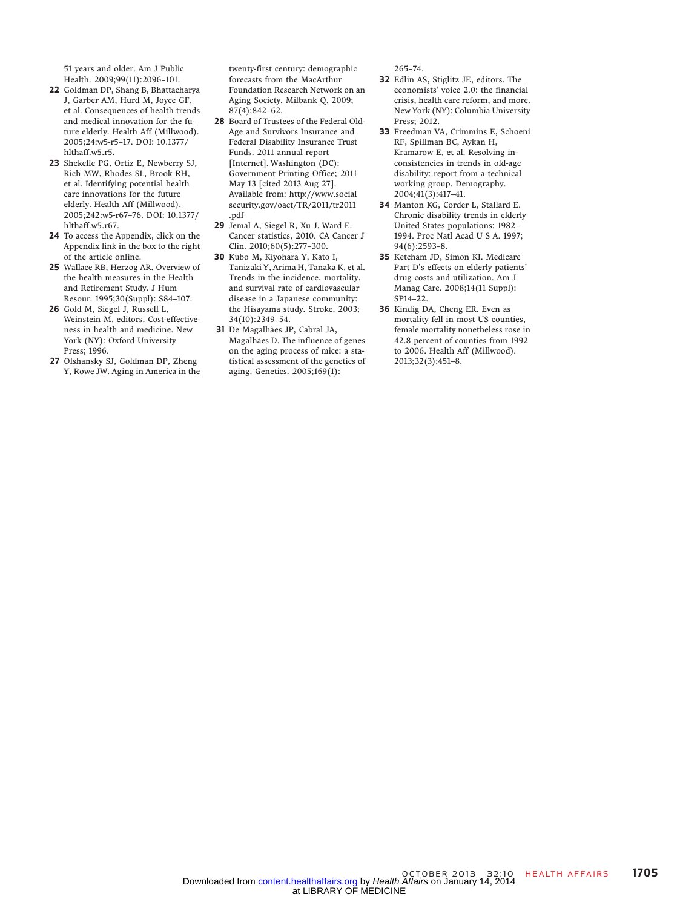51 years and older. Am J Public Health. 2009;99(11):2096–101.

22 Goldman DP, Shang B, Bhattacharya J, Garber AM, Hurd M, Joyce GF, et al. Consequences of health trends and medical innovation for the future elderly. Health Aff (Millwood). 2005;24:w5-r5–17. DOI: 10.1377/hlthaff.w5.r5.

23 Shekelle PG, Ortiz E, Newberry SJ, Rich MW, Rhodes SL, Brook RH, et al. Identifying potential health care innovations for the future elderly. Health Aff (Millwood). 2005;242:w5-r67–76. DOI: 10.1377/hlthaff.w5.r67.

24 To access the Appendix, click on the Appendix link in the box to the right of the article online.

25 Wallace RB, Herzog AR. Overview of the health measures in the Health and Retirement Study. J Hum Resour. 1995;30(Suppl): S84–107.

26 Gold M, Siegel J, Russell L, Weinstein M, editors. Cost-effectiveness in health and medicine. New York (NY): Oxford University Press; 1996.

27 Olshansky SJ, Goldman DP, Zheng Y, Rowe JW. Aging in America in the twenty-first century: demographic forecasts from the MacArthur Foundation Research Network on an Aging Society. Milbank Q. 2009; 87(4):842–62.

28 Board of Trustees of the Federal Old-Age and Survivors Insurance and Federal Disability Insurance Trust Funds. 2011 annual report [Internet]. Washington (DC): Government Printing Office; 2011 May 13 [cited 2013 Aug 27]. Available from: http://www.socialsecurity.gov/oact/TR/2011/tr2011.pdf

29 Jemal A, Siegel R, Xu J, Ward E. Cancer statistics, 2010. CA Cancer J Clin. 2010;60(5):277–300.

30 Kubo M, Kiyohara Y, Kato I, Tanizaki Y, Arima H, Tanaka K, et al. Trends in the incidence, mortality, and survival rate of cardiovascular disease in a Japanese community: the Hisayama study. Stroke. 2003; 34(10):2349–54.

31 De Magalhães JP, Cabral JA, Magalhães D. The influence of genes on the aging process of mice: a statistical assessment of the genetics of aging. Genetics. 2005;169(1): 265–74.

32 Edlin AS, Stiglitz JE, editors. The economists' voice 2.0: the financial crisis, health care reform, and more. New York (NY): Columbia University Press; 2012.

33 Freedman VA, Crimmins E, Schoeni RF, Spillman BC, Aykan H, Kramarow E, et al. Resolving inconsistencies in trends in old-age disability: report from a technical working group. Demography. 2004;41(3):417–41.

34 Manton KG, Corder L, Stallard E. Chronic disability trends in elderly United States populations: 1982–1994. Proc Natl Acad U S A. 1997; 94(6):2593–8.

35 Ketcham JD, Simon KI. Medicare Part D's effects on elderly patients' drug costs and utilization. Am J Manag Care. 2008;14(11 Suppl): SP14–22.

36 Kindig DA, Cheng ER. Even as mortality fell in most US counties, female mortality nonetheless rose in 42.8 percent of counties from 1992 to 2006. Health Aff (Millwood). 2013;32(3):451–8.